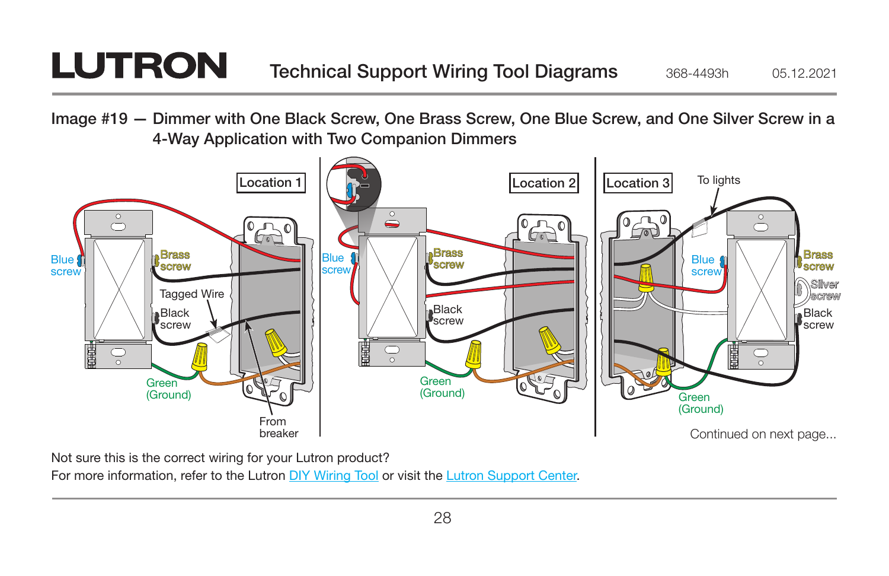# LUTRON

## Technical Support Wiring Tool Diagrams

368-4493h 05.12.2021

### Image #19 — Dimmer with One Black Screw, One Brass Screw, One Blue Screw, and One Silver Screw in a 4-Way Application with Two Companion Dimmers

Location 1

Blue screw

Brass screw

Tagged Wire

Black screw

Green (Ground)

From breaker

Location 2

Blue screw

Brass screw

Black screw

Green (Ground)

Location 3

To lights

Blue screw

Brass screw

Silver screw

Black screw

Green (Ground)

Continued on next page...

Not sure this is the correct wiring for your Lutron product?
For more information, refer to the Lutron DIY Wiring Tool or visit the Lutron Support Center.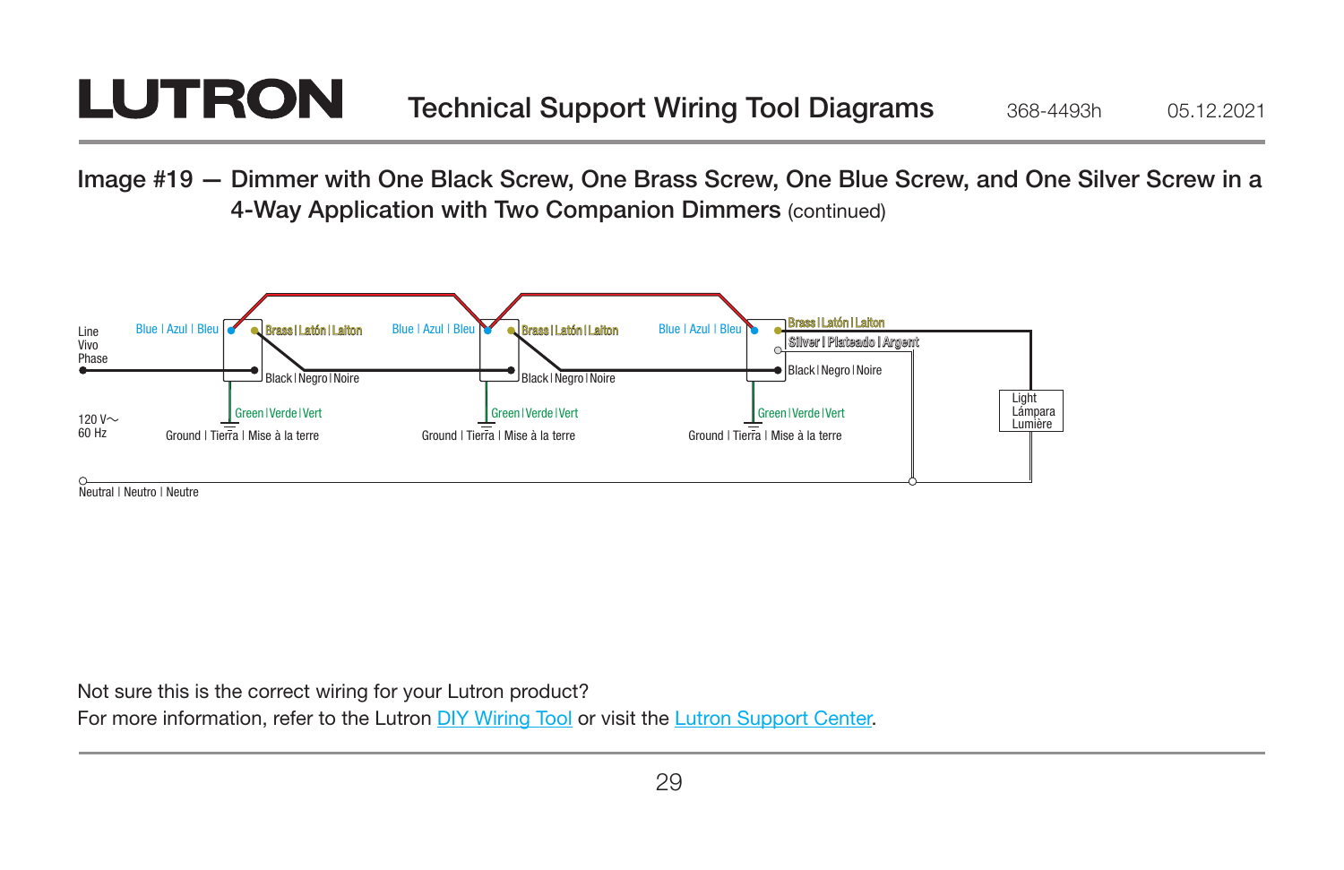# Image #19 — Dimmer with One Black Screw, One Brass Screw, One Blue Screw, and One Silver Screw in a 4-Way Application with Two Companion Dimmers (continued)

Line
Vivo
Phase

120 V~
60 Hz

Blue | Azul | Bleu

Brass | Latón | Laiton

Black | Negro | Noire

Green | Verde | Vert

Ground | Tierra | Mise à la terre

Blue | Azul | Bleu

Brass | Latón | Laiton

Black | Negro | Noire

Green | Verde | Vert

Ground | Tierra | Mise à la terre

Blue | Azul | Bleu

Brass | Latón | Laiton

Silver | Plateado | Argent

Black | Negro | Noire

Green | Verde | Vert

Ground | Tierra | Mise à la terre

Light
Lámpara
Lumière

Neutral | Neutro | Neutre

Not sure this is the correct wiring for your Lutron product?
For more information, refer to the Lutron DIY Wiring Tool or visit the Lutron Support Center.